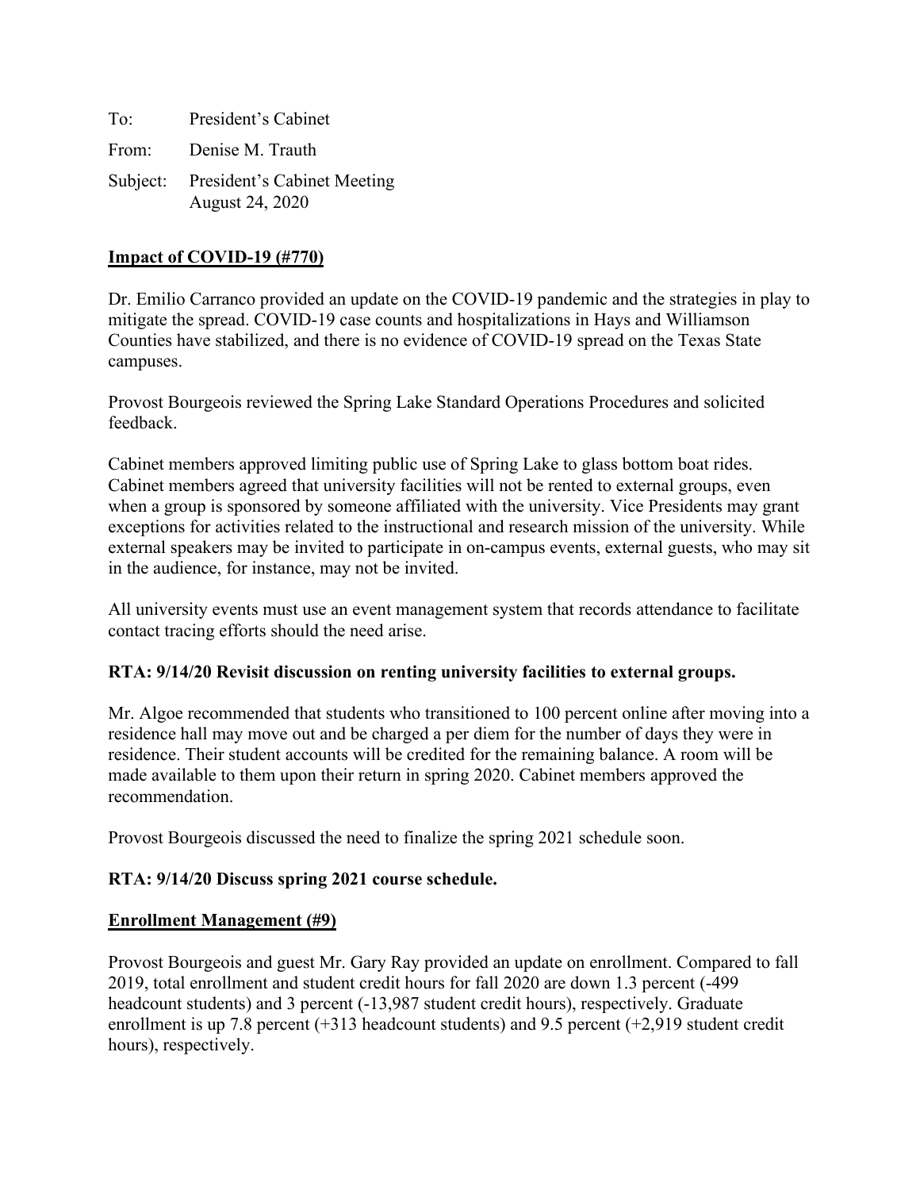To: President's Cabinet

From: Denise M. Trauth

Subject: President's Cabinet Meeting
August 24, 2020

**<u>Impact of COVID-19 (#770)</u>**

Dr. Emilio Carranco provided an update on the COVID-19 pandemic and the strategies in play to mitigate the spread. COVID-19 case counts and hospitalizations in Hays and Williamson Counties have stabilized, and there is no evidence of COVID-19 spread on the Texas State campuses.

Provost Bourgeois reviewed the Spring Lake Standard Operations Procedures and solicited feedback.

Cabinet members approved limiting public use of Spring Lake to glass bottom boat rides. Cabinet members agreed that university facilities will not be rented to external groups, even when a group is sponsored by someone affiliated with the university. Vice Presidents may grant exceptions for activities related to the instructional and research mission of the university. While external speakers may be invited to participate in on-campus events, external guests, who may sit in the audience, for instance, may not be invited.

All university events must use an event management system that records attendance to facilitate contact tracing efforts should the need arise.

**RTA: 9/14/20 Revisit discussion on renting university facilities to external groups.**

Mr. Algoe recommended that students who transitioned to 100 percent online after moving into a residence hall may move out and be charged a per diem for the number of days they were in residence. Their student accounts will be credited for the remaining balance. A room will be made available to them upon their return in spring 2020. Cabinet members approved the recommendation.

Provost Bourgeois discussed the need to finalize the spring 2021 schedule soon.

**RTA: 9/14/20 Discuss spring 2021 course schedule.**

**<u>Enrollment Management (#9)</u>**

Provost Bourgeois and guest Mr. Gary Ray provided an update on enrollment. Compared to fall 2019, total enrollment and student credit hours for fall 2020 are down 1.3 percent (-499 headcount students) and 3 percent (-13,987 student credit hours), respectively. Graduate enrollment is up 7.8 percent (+313 headcount students) and 9.5 percent (+2,919 student credit hours), respectively.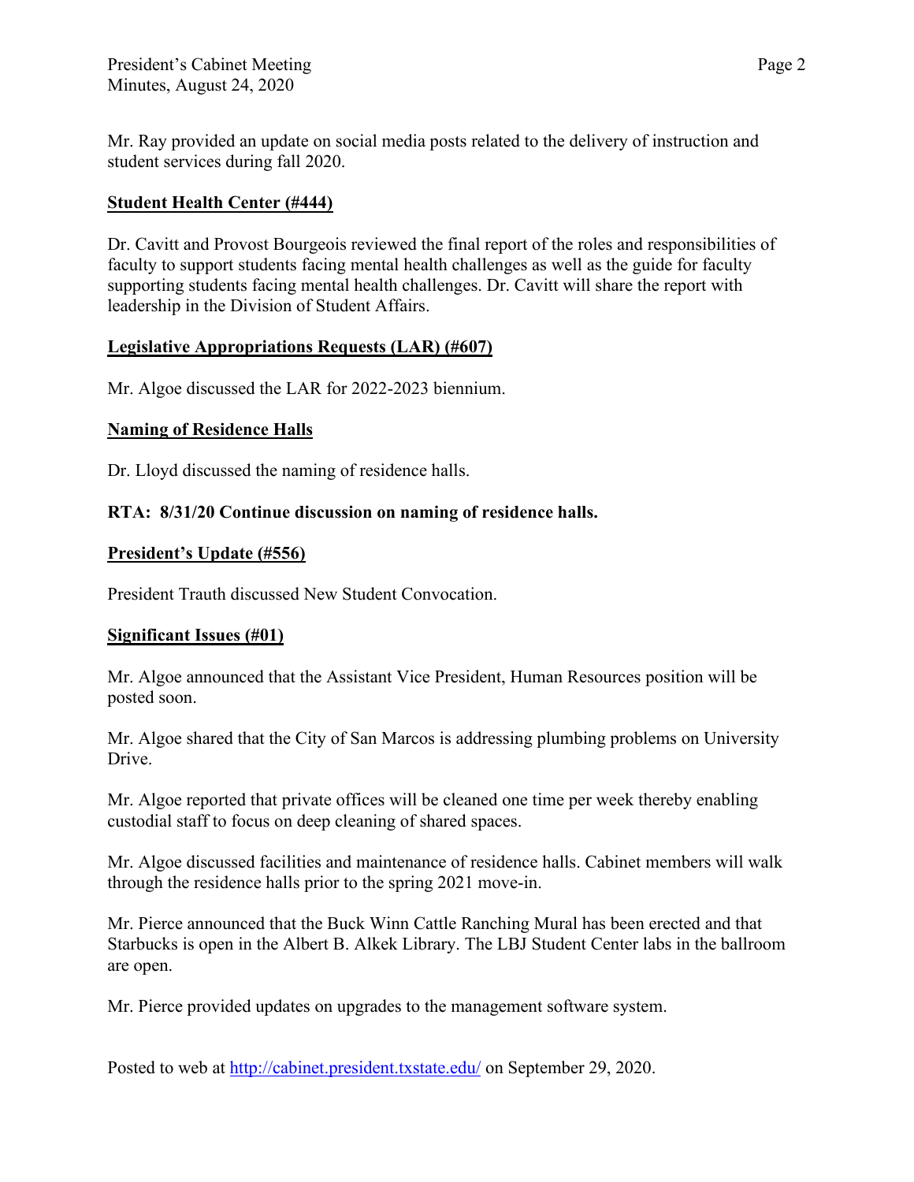Mr. Ray provided an update on social media posts related to the delivery of instruction and student services during fall 2020.

**Student Health Center (#444)**

Dr. Cavitt and Provost Bourgeois reviewed the final report of the roles and responsibilities of faculty to support students facing mental health challenges as well as the guide for faculty supporting students facing mental health challenges. Dr. Cavitt will share the report with leadership in the Division of Student Affairs.

**Legislative Appropriations Requests (LAR) (#607)**

Mr. Algoe discussed the LAR for 2022-2023 biennium.

**Naming of Residence Halls**

Dr. Lloyd discussed the naming of residence halls.

**RTA: 8/31/20 Continue discussion on naming of residence halls.**

**President's Update (#556)**

President Trauth discussed New Student Convocation.

**Significant Issues (#01)**

Mr. Algoe announced that the Assistant Vice President, Human Resources position will be posted soon.

Mr. Algoe shared that the City of San Marcos is addressing plumbing problems on University Drive.

Mr. Algoe reported that private offices will be cleaned one time per week thereby enabling custodial staff to focus on deep cleaning of shared spaces.

Mr. Algoe discussed facilities and maintenance of residence halls. Cabinet members will walk through the residence halls prior to the spring 2021 move-in.

Mr. Pierce announced that the Buck Winn Cattle Ranching Mural has been erected and that Starbucks is open in the Albert B. Alkek Library. The LBJ Student Center labs in the ballroom are open.

Mr. Pierce provided updates on upgrades to the management software system.

Posted to web at http://cabinet.president.txstate.edu/ on September 29, 2020.